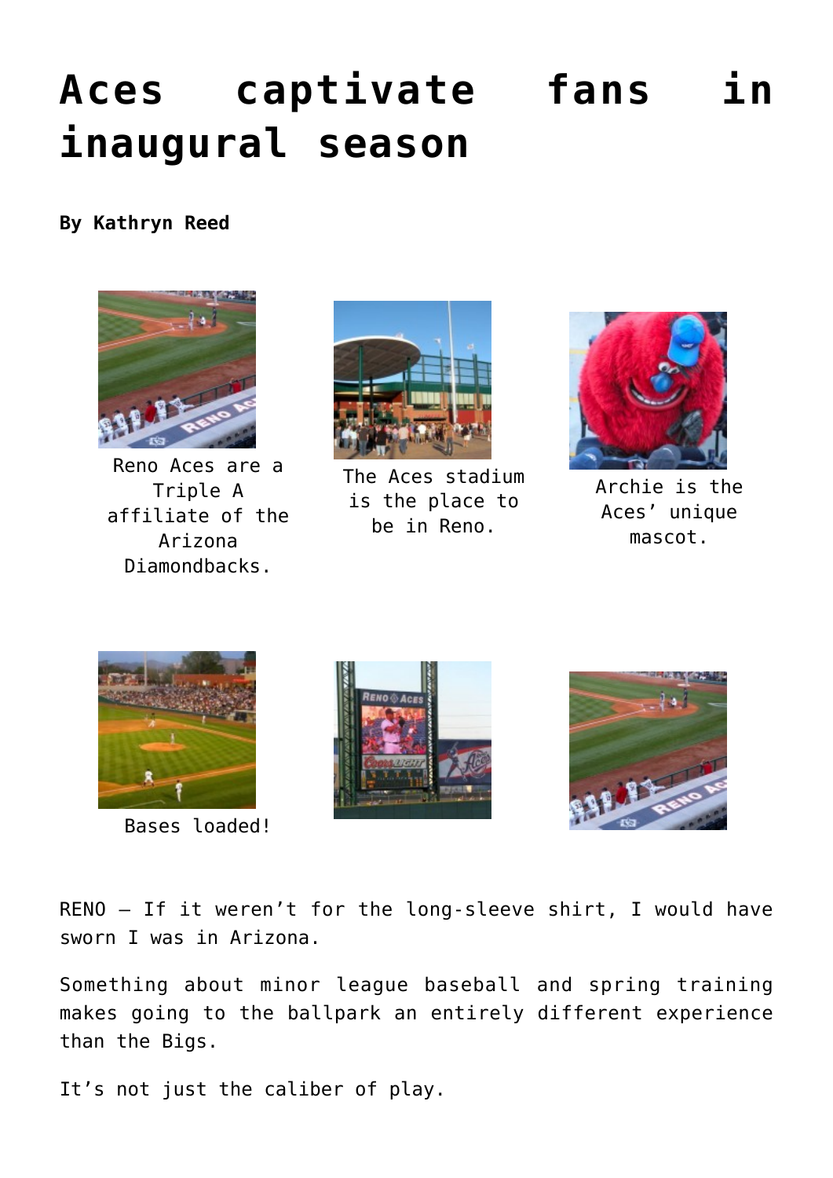# Aces captivate fans in inaugural season

**By Kathryn Reed**

Reno Aces are a Triple A affiliate of the Arizona Diamondbacks.

The Aces stadium is the place to be in Reno.

Archie is the Aces' unique mascot.

Bases loaded!

RENO — If it weren't for the long-sleeve shirt, I would have sworn I was in Arizona.

Something about minor league baseball and spring training makes going to the ballpark an entirely different experience than the Bigs.

It's not just the caliber of play.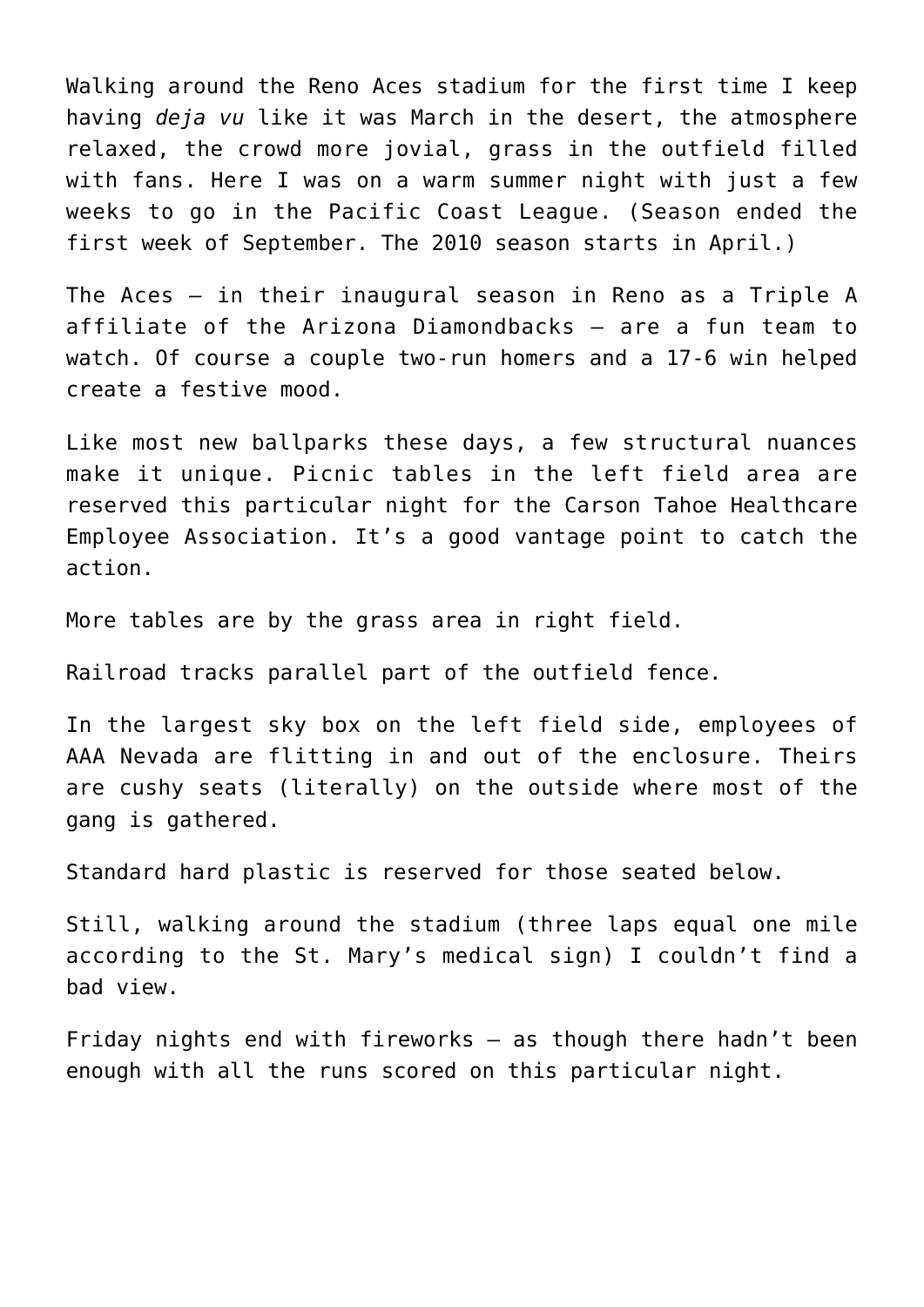Walking around the Reno Aces stadium for the first time I keep having *deja vu* like it was March in the desert, the atmosphere relaxed, the crowd more jovial, grass in the outfield filled with fans. Here I was on a warm summer night with just a few weeks to go in the Pacific Coast League. (Season ended the first week of September. The 2010 season starts in April.)

The Aces – in their inaugural season in Reno as a Triple A affiliate of the Arizona Diamondbacks – are a fun team to watch. Of course a couple two-run homers and a 17-6 win helped create a festive mood.

Like most new ballparks these days, a few structural nuances make it unique. Picnic tables in the left field area are reserved this particular night for the Carson Tahoe Healthcare Employee Association. It's a good vantage point to catch the action.

More tables are by the grass area in right field.

Railroad tracks parallel part of the outfield fence.

In the largest sky box on the left field side, employees of AAA Nevada are flitting in and out of the enclosure. Theirs are cushy seats (literally) on the outside where most of the gang is gathered.

Standard hard plastic is reserved for those seated below.

Still, walking around the stadium (three laps equal one mile according to the St. Mary's medical sign) I couldn't find a bad view.

Friday nights end with fireworks – as though there hadn't been enough with all the runs scored on this particular night.